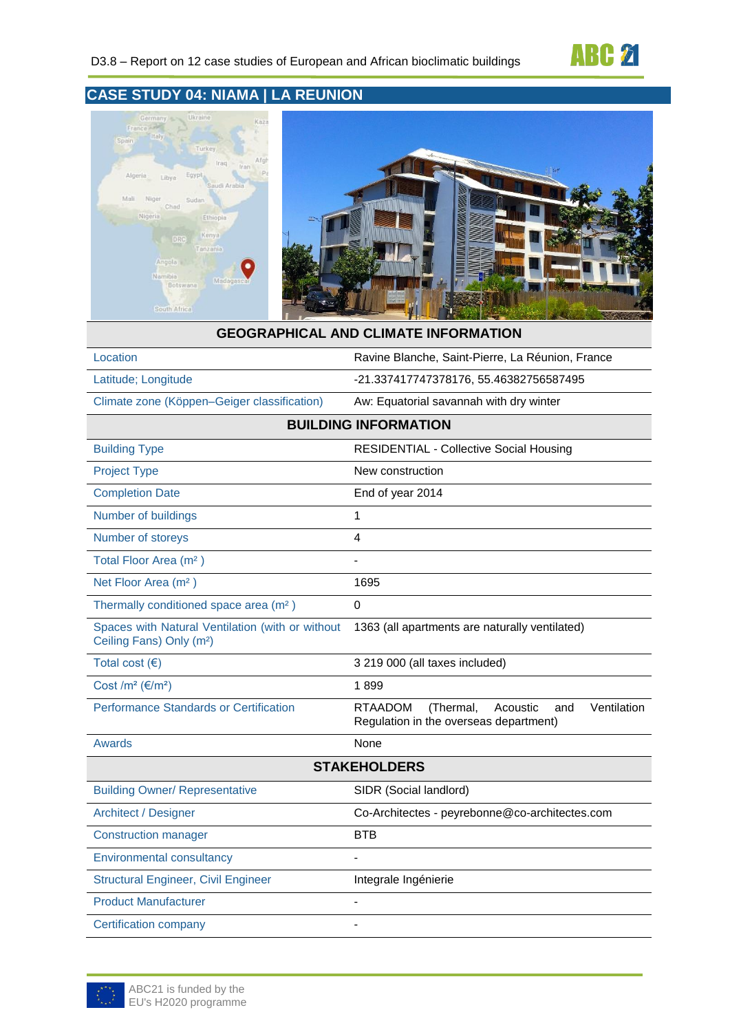# CASE STUDY 04: NIAMA | LA REUNION

| GEOGRAPHICAL AND CLIMATE INFORMATION | |
|---|---|
| Location | Ravine Blanche, Saint-Pierre, La Réunion, France |
| Latitude; Longitude | -21.337417747378176, 55.46382756587495 |
| Climate zone (Köppen–Geiger classification) | Aw: Equatorial savannah with dry winter |
| **BUILDING INFORMATION** | |
| Building Type | RESIDENTIAL - Collective Social Housing |
| Project Type | New construction |
| Completion Date | End of year 2014 |
| Number of buildings | 1 |
| Number of storeys | 4 |
| Total Floor Area (m² ) | - |
| Net Floor Area (m² ) | 1695 |
| Thermally conditioned space area (m² ) | 0 |
| Spaces with Natural Ventilation (with or without Ceiling Fans) Only (m²) | 1363 (all apartments are naturally ventilated) |
| Total cost (€) | 3 219 000 (all taxes included) |
| Cost /m² (€/m²) | 1 899 |
| Performance Standards or Certification | RTAADOM (Thermal, Acoustic and Ventilation Regulation in the overseas department) |
| Awards | None |
| **STAKEHOLDERS** | |
| Building Owner/ Representative | SIDR (Social landlord) |
| Architect / Designer | Co-Architectes - peyrebonne@co-architectes.com |
| Construction manager | BTB |
| Environmental consultancy | - |
| Structural Engineer, Civil Engineer | Integrale Ingénierie |
| Product Manufacturer | - |
| Certification company | - |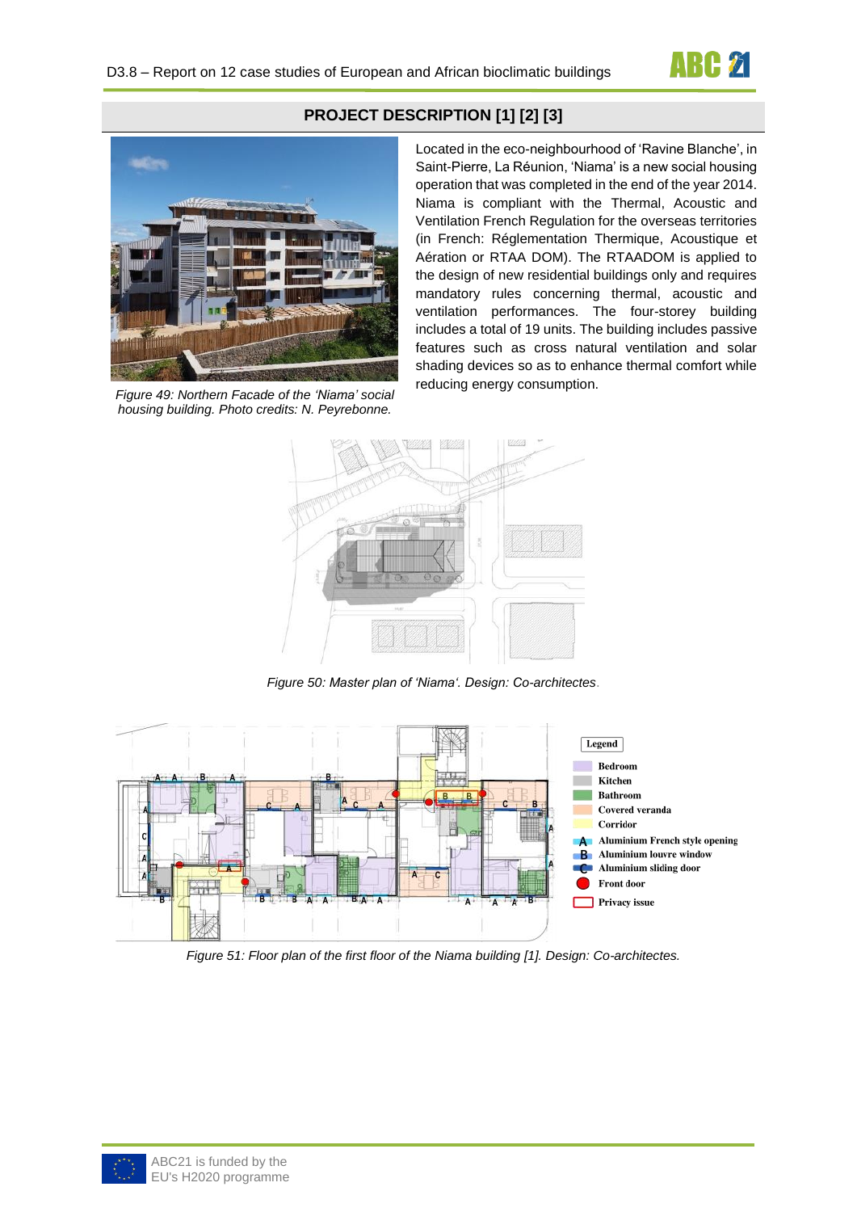## PROJECT DESCRIPTION [1] [2] [3]

Located in the eco-neighbourhood of 'Ravine Blanche', in Saint-Pierre, La Réunion, 'Niama' is a new social housing operation that was completed in the end of the year 2014. Niama is compliant with the Thermal, Acoustic and Ventilation French Regulation for the overseas territories (in French: Réglementation Thermique, Acoustique et Aération or RTAA DOM). The RTAADOM is applied to the design of new residential buildings only and requires mandatory rules concerning thermal, acoustic and ventilation performances. The four-storey building includes a total of 19 units. The building includes passive features such as cross natural ventilation and solar shading devices so as to enhance thermal comfort while reducing energy consumption.

*Figure 49: Northern Facade of the 'Niama' social housing building. Photo credits: N. Peyrebonne.*

*Figure 50: Master plan of 'Niama'. Design: Co-architectes.*

*Figure 51: Floor plan of the first floor of the Niama building [1]. Design: Co-architectes.*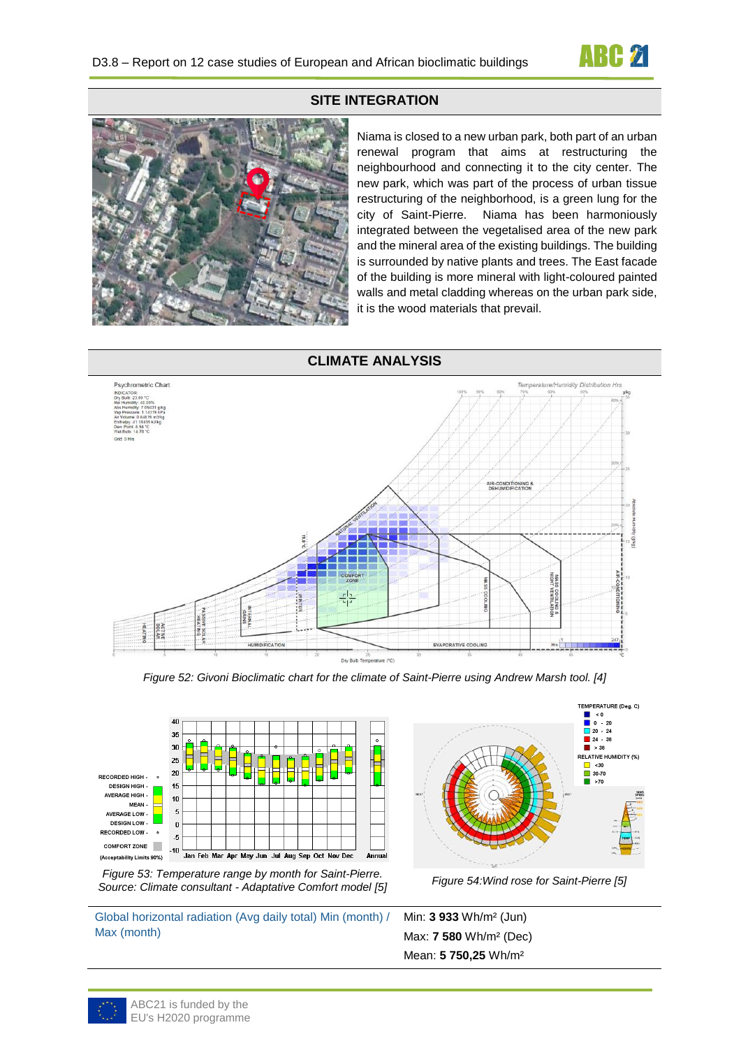## SITE INTEGRATION

Niama is closed to a new urban park, both part of an urban renewal program that aims at restructuring the neighbourhood and connecting it to the city center. The new park, which was part of the process of urban tissue restructuring of the neighborhood, is a green lung for the city of Saint-Pierre. Niama has been harmoniously integrated between the vegetalised area of the new park and the mineral area of the existing buildings. The building is surrounded by native plants and trees. The East facade of the building is more mineral with light-coloured painted walls and metal cladding whereas on the urban park side, it is the wood materials that prevail.

## CLIMATE ANALYSIS

*Figure 52: Givoni Bioclimatic chart for the climate of Saint-Pierre using Andrew Marsh tool. [4]*

*Figure 53: Temperature range by month for Saint-Pierre. Source: Climate consultant - Adaptative Comfort model [5]*

*Figure 54:Wind rose for Saint-Pierre [5]*

| Global horizontal radiation (Avg daily total) Min (month) / Max (month) | Min: **3 933** Wh/m² (Jun)<br>Max: **7 580** Wh/m² (Dec)<br>Mean: **5 750,25** Wh/m² |
|---|---|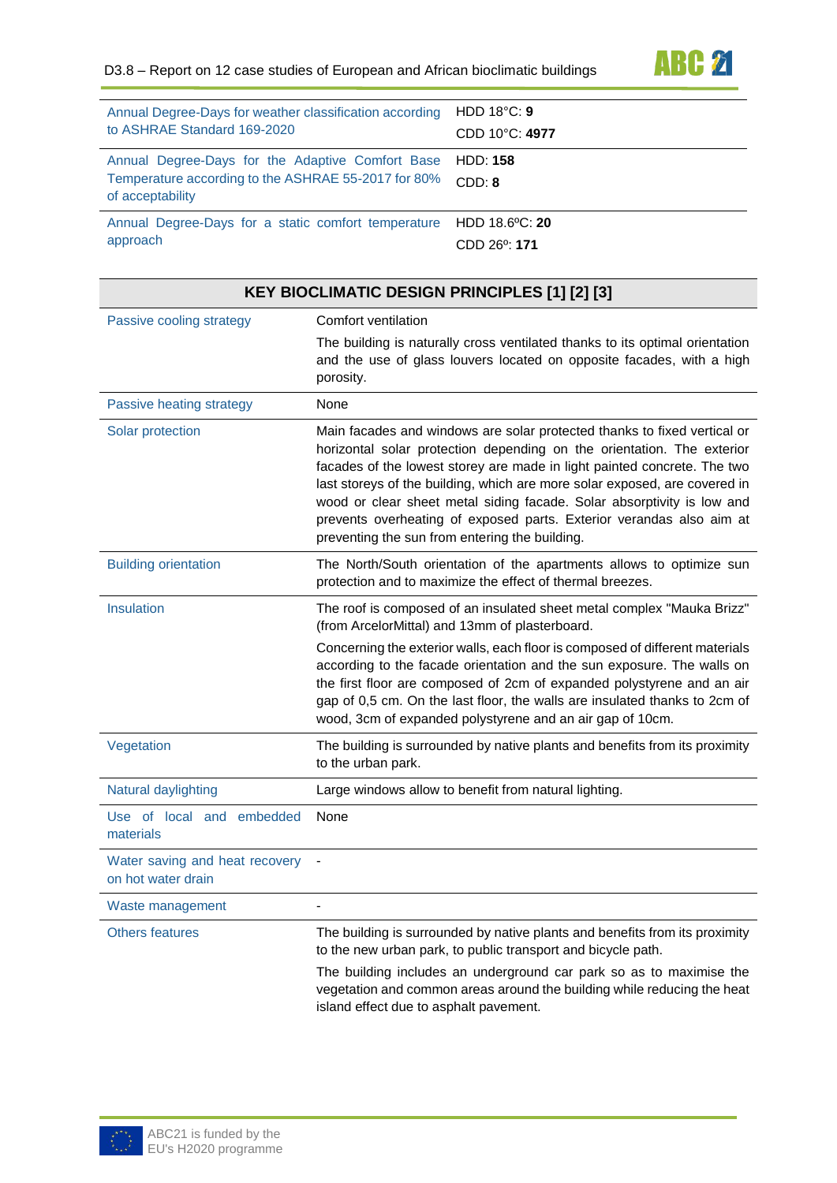| | |
|---|---|
| Annual Degree-Days for weather classification according to ASHRAE Standard 169-2020 | HDD 18°C: **9**<br>CDD 10°C: **4977** |
| Annual Degree-Days for the Adaptive Comfort Base Temperature according to the ASHRAE 55-2017 for 80% of acceptability | HDD: **158**<br>CDD: **8** |
| Annual Degree-Days for a static comfort temperature approach | HDD 18.6ºC: **20**<br>CDD 26º: **171** |

| KEY BIOCLIMATIC DESIGN PRINCIPLES [1] [2] [3] | |
|---|---|
| Passive cooling strategy | Comfort ventilation<br>The building is naturally cross ventilated thanks to its optimal orientation and the use of glass louvers located on opposite facades, with a high porosity. |
| Passive heating strategy | None |
| Solar protection | Main facades and windows are solar protected thanks to fixed vertical or horizontal solar protection depending on the orientation. The exterior facades of the lowest storey are made in light painted concrete. The two last storeys of the building, which are more solar exposed, are covered in wood or clear sheet metal siding facade. Solar absorptivity is low and prevents overheating of exposed parts. Exterior verandas also aim at preventing the sun from entering the building. |
| Building orientation | The North/South orientation of the apartments allows to optimize sun protection and to maximize the effect of thermal breezes. |
| Insulation | The roof is composed of an insulated sheet metal complex "Mauka Brizz" (from ArcelorMittal) and 13mm of plasterboard.<br>Concerning the exterior walls, each floor is composed of different materials according to the facade orientation and the sun exposure. The walls on the first floor are composed of 2cm of expanded polystyrene and an air gap of 0,5 cm. On the last floor, the walls are insulated thanks to 2cm of wood, 3cm of expanded polystyrene and an air gap of 10cm. |
| Vegetation | The building is surrounded by native plants and benefits from its proximity to the urban park. |
| Natural daylighting | Large windows allow to benefit from natural lighting. |
| Use of local and embedded materials | None |
| Water saving and heat recovery on hot water drain | - |
| Waste management | - |
| Others features | The building is surrounded by native plants and benefits from its proximity to the new urban park, to public transport and bicycle path.<br>The building includes an underground car park so as to maximise the vegetation and common areas around the building while reducing the heat island effect due to asphalt pavement. |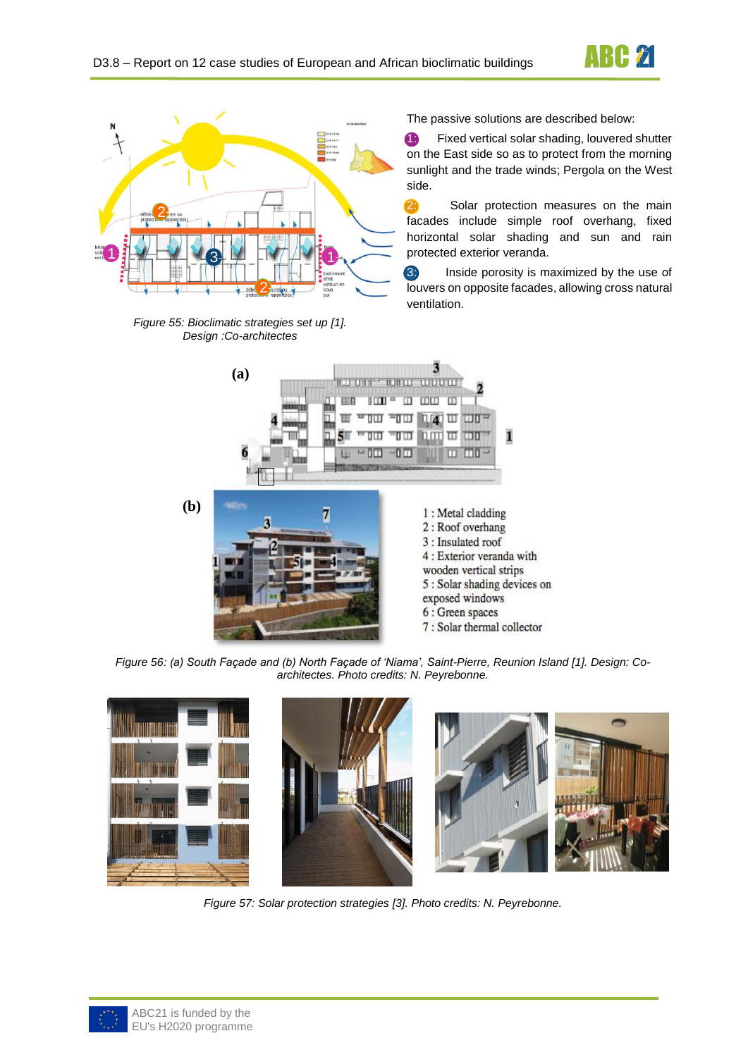The passive solutions are described below:

1: Fixed vertical solar shading, louvered shutter on the East side so as to protect from the morning sunlight and the trade winds; Pergola on the West side.

2: Solar protection measures on the main facades include simple roof overhang, fixed horizontal solar shading and sun and rain protected exterior veranda.

3: Inside porosity is maximized by the use of louvers on opposite facades, allowing cross natural ventilation.

*Figure 55: Bioclimatic strategies set up [1]. Design :Co-architectes*

1 : Metal cladding
2 : Roof overhang
3 : Insulated roof
4 : Exterior veranda with wooden vertical strips
5 : Solar shading devices on exposed windows
6 : Green spaces
7 : Solar thermal collector

*Figure 56: (a) South Façade and (b) North Façade of 'Niama', Saint-Pierre, Reunion Island [1]. Design: Co-architectes. Photo credits: N. Peyrebonne.*

*Figure 57: Solar protection strategies [3]. Photo credits: N. Peyrebonne.*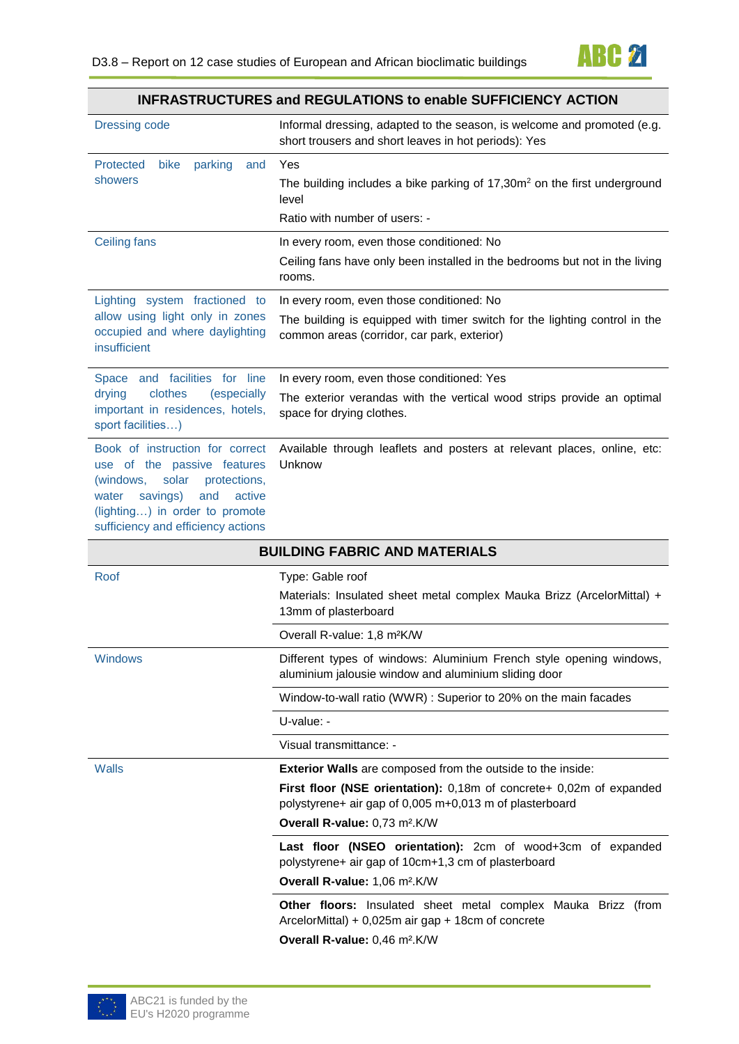| INFRASTRUCTURES and REGULATIONS to enable SUFFICIENCY ACTION | |
|---|---|
| Dressing code | Informal dressing, adapted to the season, is welcome and promoted (e.g. short trousers and short leaves in hot periods): Yes |
| Protected bike parking and showers | Yes<br>The building includes a bike parking of 17,30m² on the first underground level<br>Ratio with number of users: - |
| Ceiling fans | In every room, even those conditioned: No<br>Ceiling fans have only been installed in the bedrooms but not in the living rooms. |
| Lighting system fractioned to allow using light only in zones occupied and where daylighting insufficient | In every room, even those conditioned: No<br>The building is equipped with timer switch for the lighting control in the common areas (corridor, car park, exterior) |
| Space and facilities for line drying clothes (especially important in residences, hotels, sport facilities…) | In every room, even those conditioned: Yes<br>The exterior verandas with the vertical wood strips provide an optimal space for drying clothes. |
| Book of instruction for correct use of the passive features (windows, solar protections, water savings) and active (lighting…) in order to promote sufficiency and efficiency actions | Available through leaflets and posters at relevant places, online, etc: Unknow |

| BUILDING FABRIC AND MATERIALS | |
|---|---|
| Roof | Type: Gable roof<br>Materials: Insulated sheet metal complex Mauka Brizz (ArcelorMittal) + 13mm of plasterboard |
| | Overall R-value: 1,8 m²K/W |
| Windows | Different types of windows: Aluminium French style opening windows, aluminium jalousie window and aluminium sliding door |
| | Window-to-wall ratio (WWR) : Superior to 20% on the main facades |
| | U-value: - |
| | Visual transmittance: - |
| Walls | **Exterior Walls** are composed from the outside to the inside:<br>**First floor (NSE orientation):** 0,18m of concrete+ 0,02m of expanded polystyrene+ air gap of 0,005 m+0,013 m of plasterboard<br>**Overall R-value:** 0,73 m².K/W |
| | **Last floor (NSEO orientation):** 2cm of wood+3cm of expanded polystyrene+ air gap of 10cm+1,3 cm of plasterboard<br>**Overall R-value:** 1,06 m².K/W |
| | **Other floors:** Insulated sheet metal complex Mauka Brizz (from ArcelorMittal) + 0,025m air gap + 18cm of concrete<br>**Overall R-value:** 0,46 m².K/W |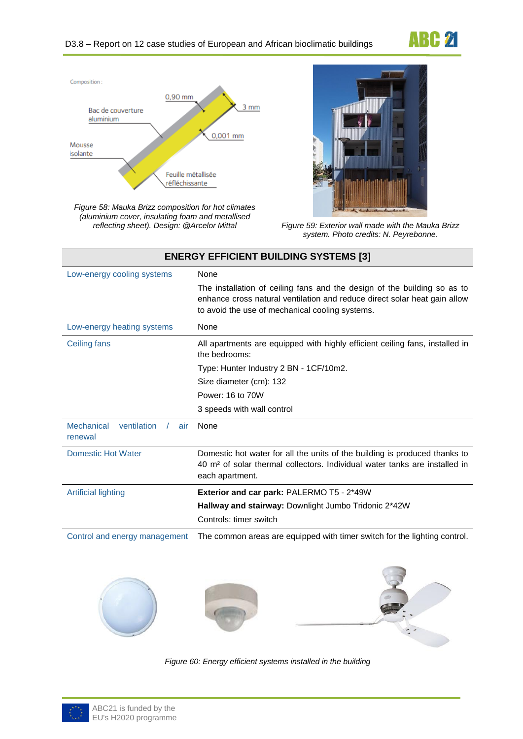Figure 58: Mauka Brizz composition for hot climates (aluminium cover, insulating foam and metallised reflecting sheet). Design: @Arcelor Mittal

Figure 59: Exterior wall made with the Mauka Brizz system. Photo credits: N. Peyrebonne.

| ENERGY EFFICIENT BUILDING SYSTEMS [3] | |
|---|---|
| Low-energy cooling systems | None<br>The installation of ceiling fans and the design of the building so as to enhance cross natural ventilation and reduce direct solar heat gain allow to avoid the use of mechanical cooling systems. |
| Low-energy heating systems | None |
| Ceiling fans | All apartments are equipped with highly efficient ceiling fans, installed in the bedrooms:<br>Type: Hunter Industry 2 BN - 1CF/10m2.<br>Size diameter (cm): 132<br>Power: 16 to 70W<br>3 speeds with wall control |
| Mechanical ventilation / air renewal | None |
| Domestic Hot Water | Domestic hot water for all the units of the building is produced thanks to 40 m² of solar thermal collectors. Individual water tanks are installed in each apartment. |
| Artificial lighting | **Exterior and car park:** PALERMO T5 - 2*49W<br>**Hallway and stairway:** Downlight Jumbo Tridonic 2*42W<br>Controls: timer switch |
| Control and energy management | The common areas are equipped with timer switch for the lighting control. |

Figure 60: Energy efficient systems installed in the building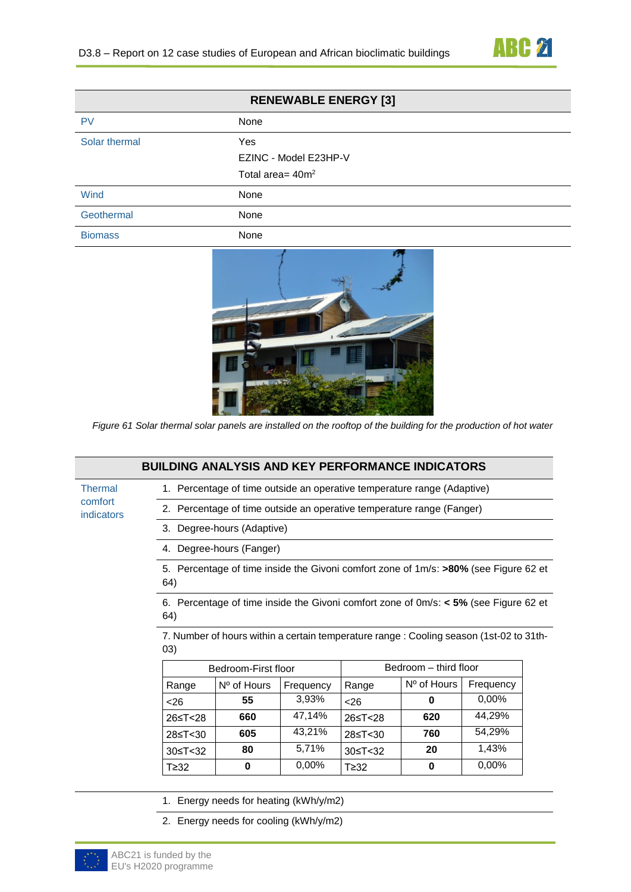| RENEWABLE ENERGY [3] | |
|---|---|
| PV | None |
| Solar thermal | Yes<br>EZINC - Model E23HP-V<br>Total area= 40m² |
| Wind | None |
| Geothermal | None |
| Biomass | None |

*Figure 61 Solar thermal solar panels are installed on the rooftop of the building for the production of hot water*

## BUILDING ANALYSIS AND KEY PERFORMANCE INDICATORS

**Thermal comfort indicators**

1. Percentage of time outside an operative temperature range (Adaptive)
2. Percentage of time outside an operative temperature range (Fanger)
3. Degree-hours (Adaptive)
4. Degree-hours (Fanger)
5. Percentage of time inside the Givoni comfort zone of 1m/s: **>80%** (see Figure 62 et 64)
6. Percentage of time inside the Givoni comfort zone of 0m/s: **< 5%** (see Figure 62 et 64)
7. Number of hours within a certain temperature range : Cooling season (1st-02 to 31th-03)

| Bedroom-First floor | | | Bedroom – third floor | | |
|---|---|---|---|---|---|
| Range | Nº of Hours | Frequency | Range | Nº of Hours | Frequency |
| <26 | **55** | 3,93% | <26 | **0** | 0,00% |
| 26≤T<28 | **660** | 47,14% | 26≤T<28 | **620** | 44,29% |
| 28≤T<30 | **605** | 43,21% | 28≤T<30 | **760** | 54,29% |
| 30≤T<32 | **80** | 5,71% | 30≤T<32 | **20** | 1,43% |
| T≥32 | **0** | 0,00% | T≥32 | **0** | 0,00% |

1. Energy needs for heating (kWh/y/m2)
2. Energy needs for cooling (kWh/y/m2)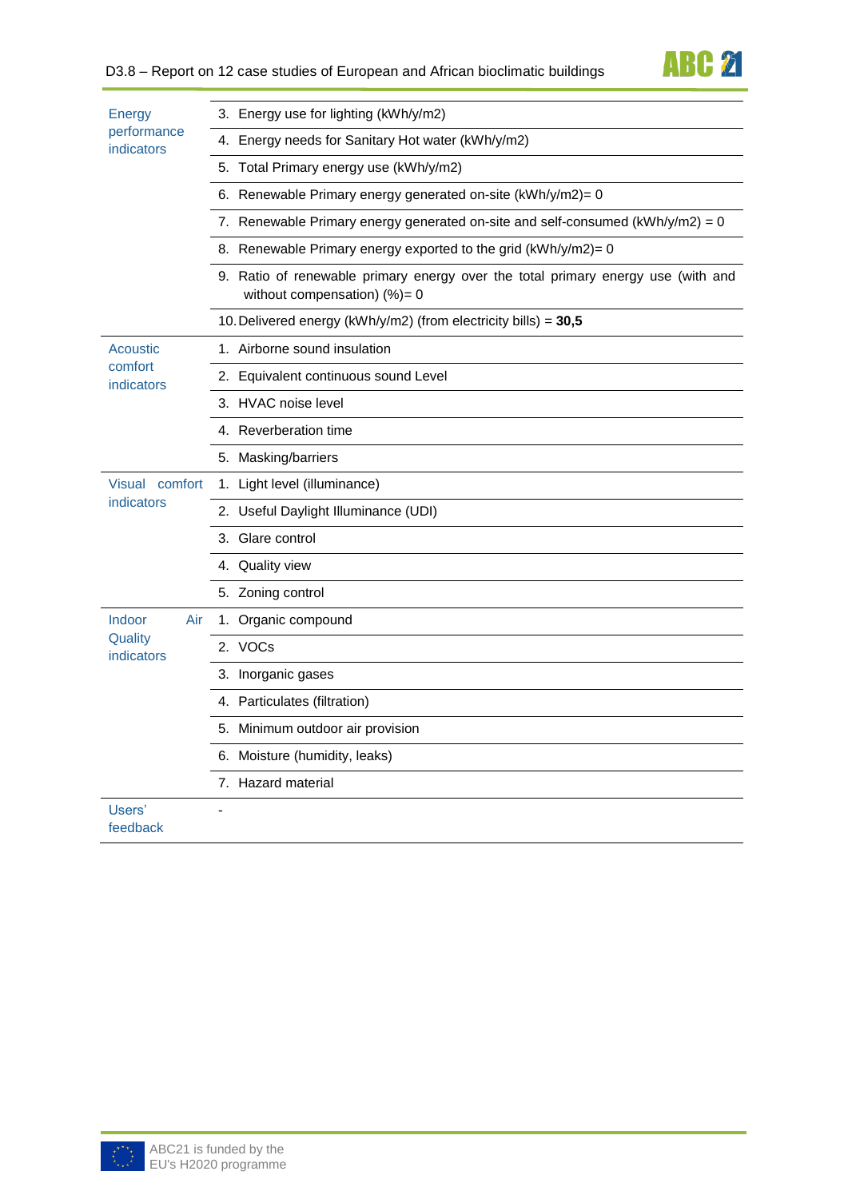| | |
|---|---|
| Energy performance indicators | 3. Energy use for lighting (kWh/y/m2) |
| | 4. Energy needs for Sanitary Hot water (kWh/y/m2) |
| | 5. Total Primary energy use (kWh/y/m2) |
| | 6. Renewable Primary energy generated on-site (kWh/y/m2)= 0 |
| | 7. Renewable Primary energy generated on-site and self-consumed (kWh/y/m2) = 0 |
| | 8. Renewable Primary energy exported to the grid (kWh/y/m2)= 0 |
| | 9. Ratio of renewable primary energy over the total primary energy use (with and without compensation) (%)= 0 |
| | 10. Delivered energy (kWh/y/m2) (from electricity bills) = **30,5** |
| Acoustic comfort indicators | 1. Airborne sound insulation |
| | 2. Equivalent continuous sound Level |
| | 3. HVAC noise level |
| | 4. Reverberation time |
| | 5. Masking/barriers |
| Visual comfort indicators | 1. Light level (illuminance) |
| | 2. Useful Daylight Illuminance (UDI) |
| | 3. Glare control |
| | 4. Quality view |
| | 5. Zoning control |
| Indoor Air Quality indicators | 1. Organic compound |
| | 2. VOCs |
| | 3. Inorganic gases |
| | 4. Particulates (filtration) |
| | 5. Minimum outdoor air provision |
| | 6. Moisture (humidity, leaks) |
| | 7. Hazard material |
| Users' feedback | - |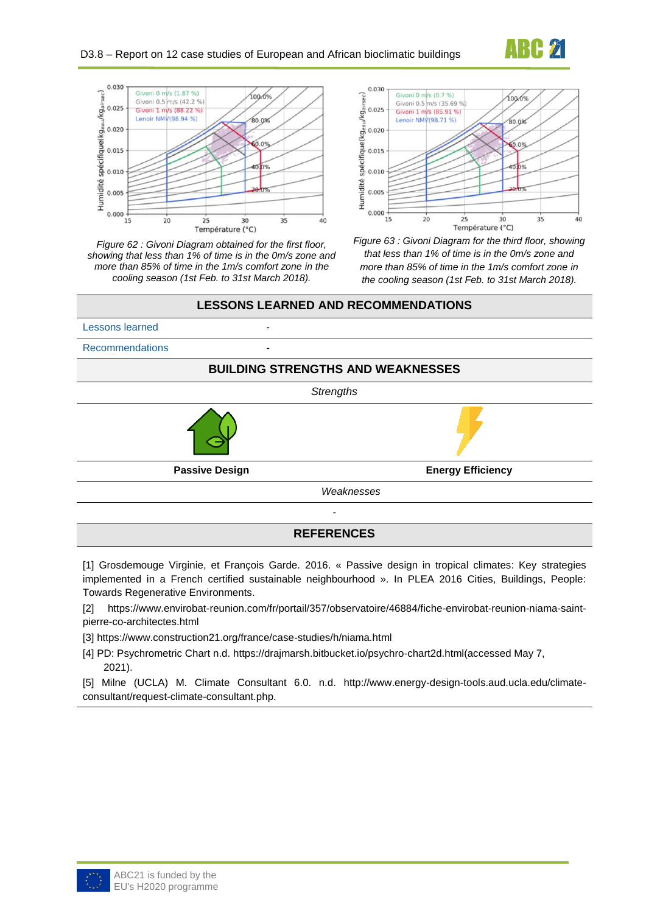0.030
Humidité spécifique($kg_{eau}/kg_{airsec}$)
0.025
0.020
0.015
0.010
0.005
0.000
15 20 25 30 35 40
Température (°C)
Givoni 0 m/s (1.87 %)
Givoni 0.5 m/s (42.2 %)
Givoni 1 m/s (88.22 %)
Lenoir NMV(98.94 %)
100.0%
80.0%
60.0%
40.0%
20.0%

*Figure 62 : Givoni Diagram obtained for the first floor, showing that less than 1% of time is in the 0m/s zone and more than 85% of time in the 1m/s comfort zone in the cooling season (1st Feb. to 31st March 2018).*

0.030
Humidité spécifique($kg_{eau}/kg_{airsec}$)
0.025
0.020
0.015
0.010
0.005
0.000
15 20 25 30 35 40
Température (°C)
Givoni 0 m/s (0.7 %)
Givoni 0.5 m/s (35.69 %)
Givoni 1 m/s (85.91 %)
Lenoir NMV(98.71 %)
100.0%
80.0%
60.0%
40.0%
20.0%

*Figure 63 : Givoni Diagram for the third floor, showing that less than 1% of time is in the 0m/s zone and more than 85% of time in the 1m/s comfort zone in the cooling season (1st Feb. to 31st March 2018).*

## LESSONS LEARNED AND RECOMMENDATIONS

| | |
|---|---|
| Lessons learned | - |
| Recommendations | - |

## BUILDING STRENGTHS AND WEAKNESSES

*Strengths*

| | |
|---|---|
| **Passive Design** | **Energy Efficiency** |

*Weaknesses*

-

## REFERENCES

[1] Grosdemouge Virginie, et François Garde. 2016. « Passive design in tropical climates: Key strategies implemented in a French certified sustainable neighbourhood ». In PLEA 2016 Cities, Buildings, People: Towards Regenerative Environments.

[2] https://www.envirobat-reunion.com/fr/portail/357/observatoire/46884/fiche-envirobat-reunion-niama-saint-pierre-co-architectes.html

[3] https://www.construction21.org/france/case-studies/h/niama.html

[4] PD: Psychrometric Chart n.d. https://drajmarsh.bitbucket.io/psychro-chart2d.html(accessed May 7, 2021).

[5] Milne (UCLA) M. Climate Consultant 6.0. n.d. http://www.energy-design-tools.aud.ucla.edu/climate-consultant/request-climate-consultant.php.